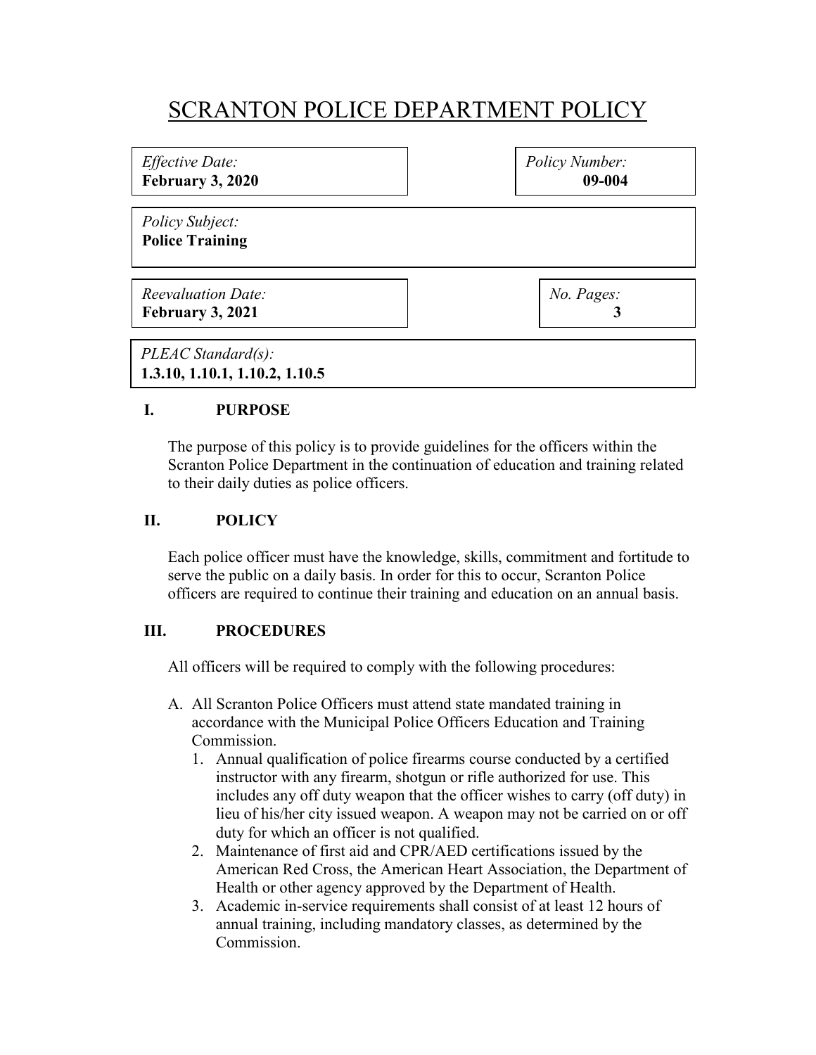# SCRANTON POLICE DEPARTMENT POLICY

| | |
|---|---|
| *Effective Date:* **February 3, 2020** | *Policy Number:* **09-004** |
| *Policy Subject:* **Police Training** | |
| *Reevaluation Date:* **February 3, 2021** | *No. Pages:* **3** |
| *PLEAC Standard(s):* **1.3.10, 1.10.1, 1.10.2, 1.10.5** | |

## I. PURPOSE

The purpose of this policy is to provide guidelines for the officers within the Scranton Police Department in the continuation of education and training related to their daily duties as police officers.

## II. POLICY

Each police officer must have the knowledge, skills, commitment and fortitude to serve the public on a daily basis. In order for this to occur, Scranton Police officers are required to continue their training and education on an annual basis.

## III. PROCEDURES

All officers will be required to comply with the following procedures:

A. All Scranton Police Officers must attend state mandated training in accordance with the Municipal Police Officers Education and Training Commission.
   1. Annual qualification of police firearms course conducted by a certified instructor with any firearm, shotgun or rifle authorized for use. This includes any off duty weapon that the officer wishes to carry (off duty) in lieu of his/her city issued weapon. A weapon may not be carried on or off duty for which an officer is not qualified.
   2. Maintenance of first aid and CPR/AED certifications issued by the American Red Cross, the American Heart Association, the Department of Health or other agency approved by the Department of Health.
   3. Academic in-service requirements shall consist of at least 12 hours of annual training, including mandatory classes, as determined by the Commission.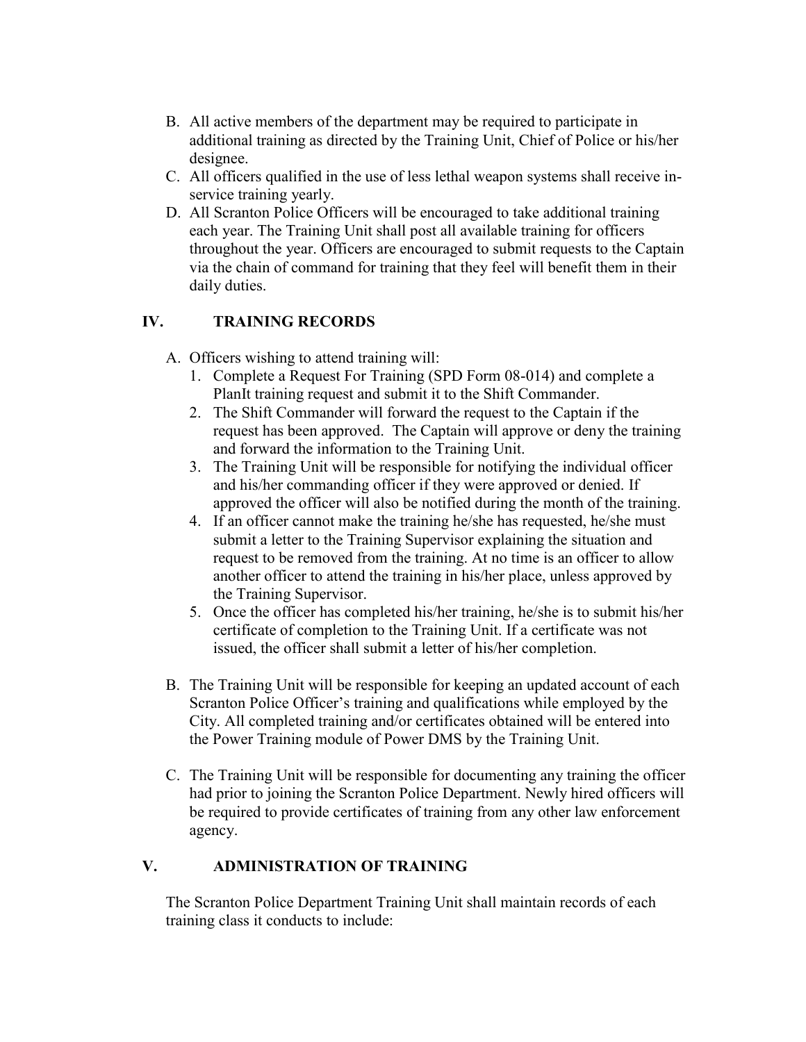B. All active members of the department may be required to participate in additional training as directed by the Training Unit, Chief of Police or his/her designee.

C. All officers qualified in the use of less lethal weapon systems shall receive in-service training yearly.

D. All Scranton Police Officers will be encouraged to take additional training each year. The Training Unit shall post all available training for officers throughout the year. Officers are encouraged to submit requests to the Captain via the chain of command for training that they feel will benefit them in their daily duties.

## IV. TRAINING RECORDS

A. Officers wishing to attend training will:

1. Complete a Request For Training (SPD Form 08-014) and complete a PlanIt training request and submit it to the Shift Commander.
2. The Shift Commander will forward the request to the Captain if the request has been approved. The Captain will approve or deny the training and forward the information to the Training Unit.
3. The Training Unit will be responsible for notifying the individual officer and his/her commanding officer if they were approved or denied. If approved the officer will also be notified during the month of the training.
4. If an officer cannot make the training he/she has requested, he/she must submit a letter to the Training Supervisor explaining the situation and request to be removed from the training. At no time is an officer to allow another officer to attend the training in his/her place, unless approved by the Training Supervisor.
5. Once the officer has completed his/her training, he/she is to submit his/her certificate of completion to the Training Unit. If a certificate was not issued, the officer shall submit a letter of his/her completion.

B. The Training Unit will be responsible for keeping an updated account of each Scranton Police Officer's training and qualifications while employed by the City. All completed training and/or certificates obtained will be entered into the Power Training module of Power DMS by the Training Unit.

C. The Training Unit will be responsible for documenting any training the officer had prior to joining the Scranton Police Department. Newly hired officers will be required to provide certificates of training from any other law enforcement agency.

## V. ADMINISTRATION OF TRAINING

The Scranton Police Department Training Unit shall maintain records of each training class it conducts to include: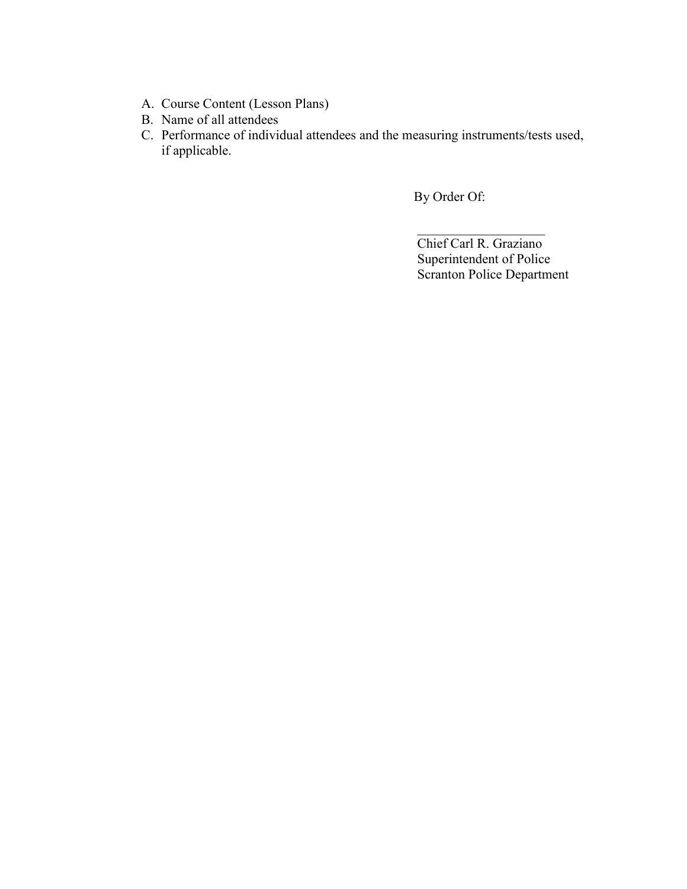A. Course Content (Lesson Plans)
B. Name of all attendees
C. Performance of individual attendees and the measuring instruments/tests used, if applicable.

By Order Of:

\_\_\_\_\_\_\_\_\_\_\_\_\_\_\_\_\_\_\_\_

Chief Carl R. Graziano  
Superintendent of Police  
Scranton Police Department